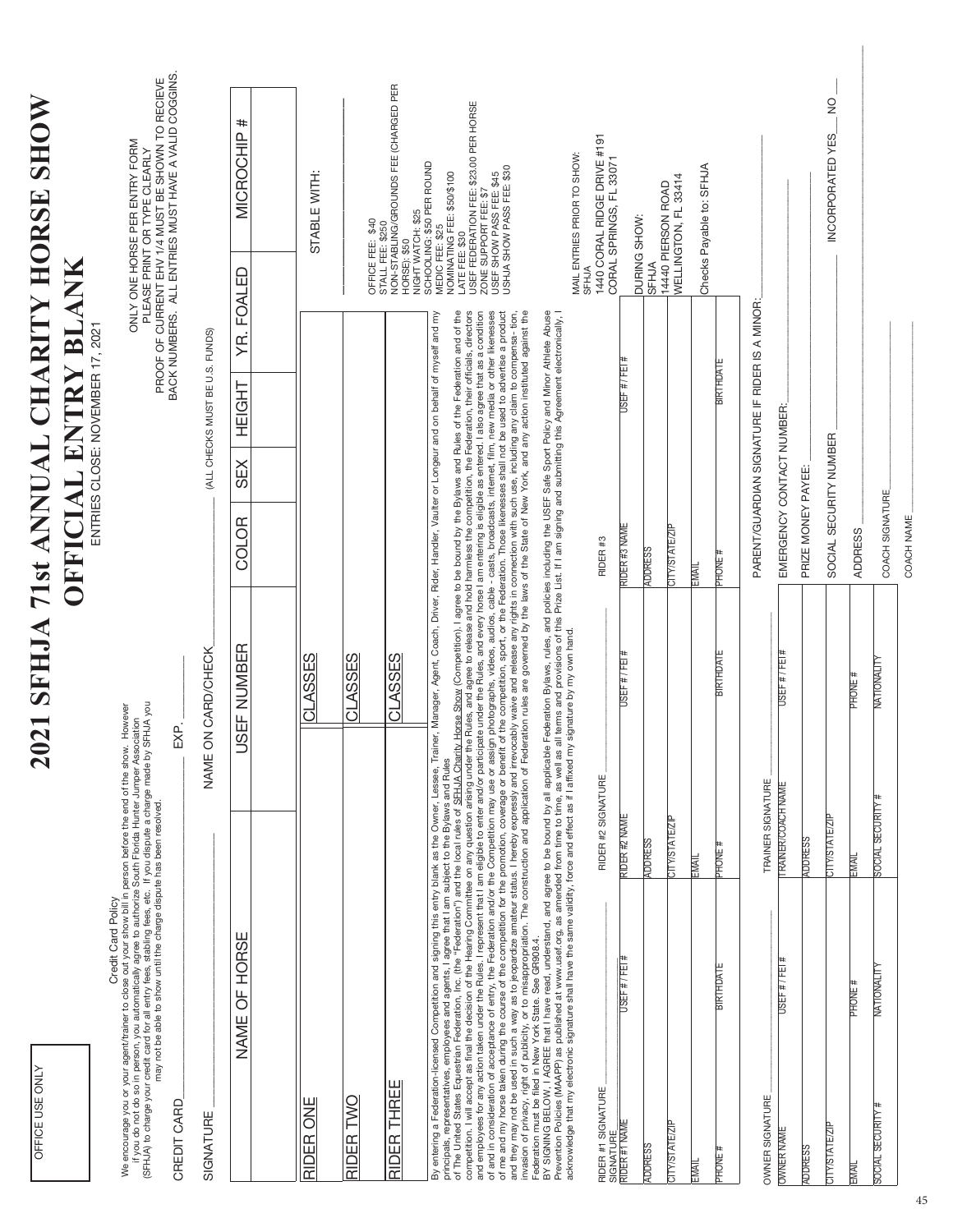OFFICE USE ONLY

# 2021 SFHJA 71st ANNUAL CHARITY HORSE SHOW

## OFFICIAL ENTRY BLANK

ENTRIES CLOSE: NOVEMBER 17, 2021

ONLY ONE HORSE PER ENTRY FORM
PLEASE PRINT OR TYPE CLEARLY
PROOF OF CURRENT EHV 1/4 MUST BE SHOWN TO RECIEVE BACK NUMBERS. ALL ENTRIES MUST HAVE A VALID COGGINS.

Credit Card Policy

We encourage you or your agent/trainer to close out your show bill in person before the end of the show. However if you do not do so in person, you automatically agree to authorize South Florida Hunter Jumper Association (SFHJA) to charge your credit card for all entry fees, stabling fees, etc. If you dispute a charge made by SFHJA you may not be able to show until the charge dispute has been resolved.

CREDIT CARD_______________ EXP.___________

SIGNATURE_______________ NAME ON CARD/CHECK_______________ (ALL CHECKS MUST BE U.S. FUNDS)

| NAME OF HORSE | USEF NUMBER | COLOR | SEX | HEIGHT | YR. FOALED | MICROCHIP # |
|---|---|---|---|---|---|---|
| | | | | | | |

| | | |
|---|---|---|
| RIDER ONE | CLASSES | |
| RIDER TWO | CLASSES | |
| RIDER THREE | CLASSES | |

STABLE WITH:

OFFICE FEE: $40
STALL FEE: $250
NON-STABLING/GROUNDS FEE (CHARGED PER HORSE): $50
NIGHT WATCH: $25
SCHOOLING: $50 PER ROUND
MEDIC FEE: $25
NOMINATING FEE: $50/$100
LATE FEE: $30
USEF FEDERATION FEE: $23.00 PER HORSE
ZONE SUPPORT FEE: $7
USEF SHOW PASS FEE: $45
USHJA SHOW PASS FEE: $30

MAIL ENTRIES PRIOR TO SHOW:
SFHJA
1440 CORAL RIDGE DRIVE #191
CORAL SPRINGS, FL 33071

DURING SHOW:
SFHJA
14440 PIERSON ROAD
WELLINGTON, FL 33414

Checks Payable to: SFHJA

By entering a Federation-licensed Competition and signing this entry blank as the Owner, Lessee, Trainer, Manager, Agent, Coach, Driver, Rider, Handler, Vaulter or Longeur and on behalf of myself and my principals, representatives, employees and agents, I agree that I am subject to the Bylaws and Rules of The United States Equestrian Federation, Inc. (the "Federation") and the local rules of SFHJA Charity Horse Show (Competition). I agree to be bound by the Bylaws and Rules of the Federation and of the competition. I will accept as final the decision of the Hearing Committee on any question arising under the Rules, and agree to release and hold harmless the competition, the Federation, their officials, directors and employees for any action taken under the Rules. I represent that I am eligible to enter and/or participate under the Rules, and every horse I am entering is eligible as entered. I also agree that as a condition of and in consideration of acceptance of entry, the Federation and/or the Competition may use or assign photographs, videos, audios, cable - casts, broadcasts, internet, film, new media or other likenesses of me and my horse taken during the course of the competition for the promotion, coverage or benefit of the competition, sport, or the Federation. Those likenesses shall not be used to advertise a product and they may not be used in such a way as to jeopardize amateur status. I hereby expressly and irrevocably waive and release any rights in connection with such use, including any claim to compensa- tion, invasion of privacy, right of publicity, or to misappropriation. The construction and application of Federation rules are governed by the laws of the State of New York, and any action instituted against the Federation must be filed in New York State. See GR908.4.

BY SIGNING BELOW, I AGREE that I have read, understand, and agree to be bound by all applicable Federation Bylaws, rules, and policies including the USEF Safe Sport Policy and Minor Athlete Abuse Prevention Policies (MAAPP) as published at www.usef.org, as amended from time to time, as well as all terms and provisions of this Prize List. If I am signing and submitting this Agreement electronically, I acknowledge that my electronic signature shall have the same validity, force and effect as if I affixed my signature by my own hand.

RIDER #1 SIGNATURE_______________ RIDER #2 SIGNATURE_______________ RIDER #3 SIGNATURE_______________

| RIDER #1 NAME | USEF # / FEI # | RIDER #2 NAME | USEF # / FEI # | RIDER #3 NAME | USEF # / FEI # |
|---|---|---|---|---|---|
| ADDRESS | | ADDRESS | | ADDRESS | |
| CITY/STATE/ZIP | | CITY/STATE/ZIP | | CITY/STATE/ZIP | |
| EMAIL | | EMAIL | | EMAIL | |
| PHONE # | BIRTHDATE | PHONE # | BIRTHDATE | PHONE # | BIRTHDATE |

PARENT/GUARDIAN SIGNATURE IF RIDER IS A MINOR:_______________

OWNER SIGNATURE_______________ TRAINER SIGNATURE_______________

| OWNER NAME | USEF # / FEI # | TRAINER/COACH NAME | USEF # / FEI # |
|---|---|---|---|
| ADDRESS | | ADDRESS | |
| CITY/STATE/ZIP | | CITY/STATE/ZIP | |
| EMAIL | PHONE # | EMAIL | PHONE # |
| SOCIAL SECURITY # | NATIONALITY | SOCIAL SECURITY # | NATIONALITY |

EMERGENCY CONTACT NUMBER:_______________

PRIZE MONEY PAYEE:_______________

SOCIAL SECURITY NUMBER_______________ INCORPORATED YES___ NO___

ADDRESS_______________

COACH SIGNATURE_______________

COACH NAME_______________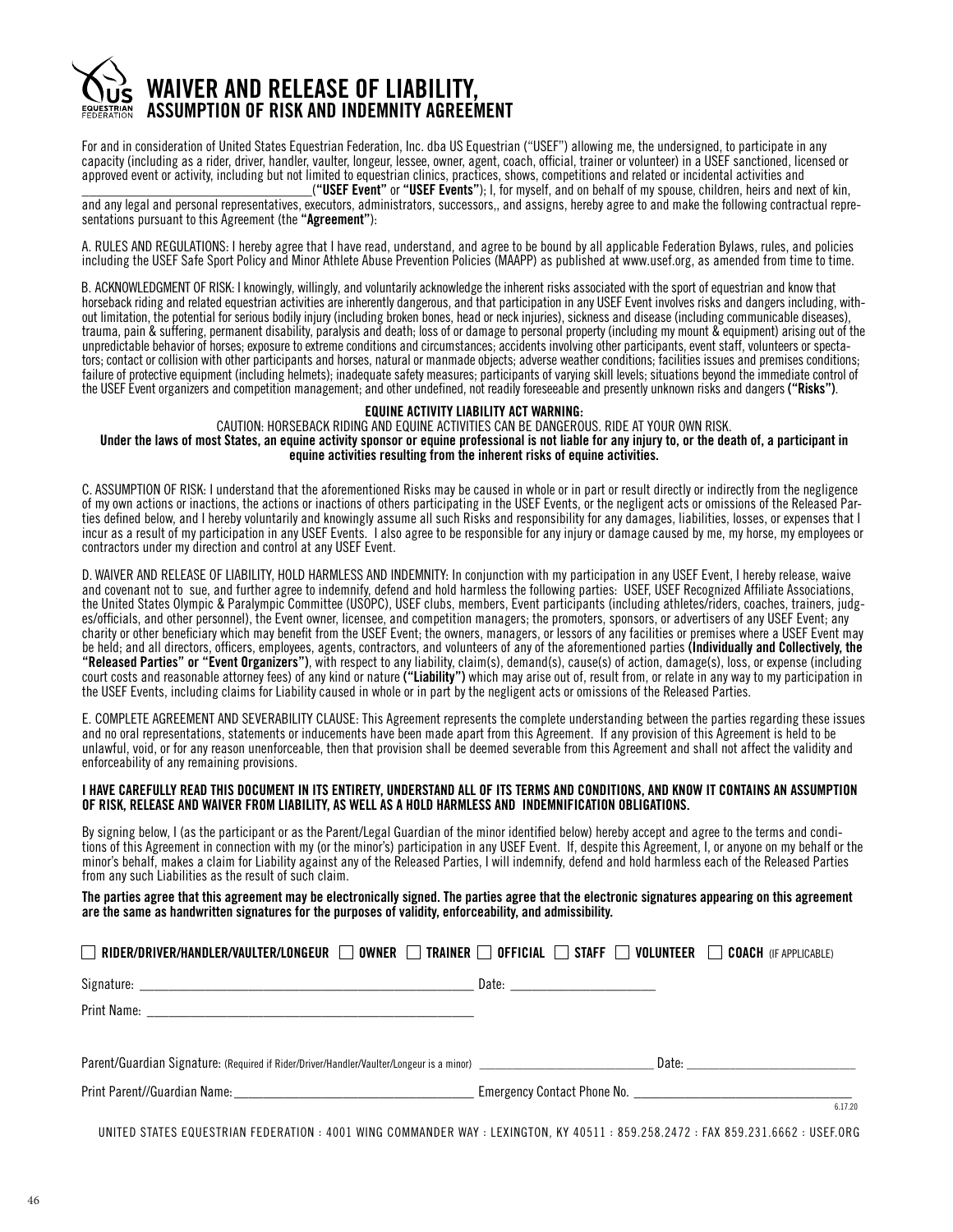# WAIVER AND RELEASE OF LIABILITY, ASSUMPTION OF RISK AND INDEMNITY AGREEMENT

For and in consideration of United States Equestrian Federation, Inc. dba US Equestrian ("USEF") allowing me, the undersigned, to participate in any capacity (including as a rider, driver, handler, vaulter, longeur, lessee, owner, agent, coach, official, trainer or volunteer) in a USEF sanctioned, licensed or approved event or activity, including but not limited to equestrian clinics, practices, shows, competitions and related or incidental activities and ___________________________________("**USEF Event**" or "**USEF Events**"); I, for myself, and on behalf of my spouse, children, heirs and next of kin, and any legal and personal representatives, executors, administrators, successors,, and assigns, hereby agree to and make the following contractual representations pursuant to this Agreement (the "**Agreement**"):

A. RULES AND REGULATIONS: I hereby agree that I have read, understand, and agree to be bound by all applicable Federation Bylaws, rules, and policies including the USEF Safe Sport Policy and Minor Athlete Abuse Prevention Policies (MAAPP) as published at www.usef.org, as amended from time to time.

B. ACKNOWLEDGMENT OF RISK: I knowingly, willingly, and voluntarily acknowledge the inherent risks associated with the sport of equestrian and know that horseback riding and related equestrian activities are inherently dangerous, and that participation in any USEF Event involves risks and dangers including, without limitation, the potential for serious bodily injury (including broken bones, head or neck injuries), sickness and disease (including communicable diseases), trauma, pain & suffering, permanent disability, paralysis and death; loss of or damage to personal property (including my mount & equipment) arising out of the unpredictable behavior of horses; exposure to extreme conditions and circumstances; accidents involving other participants, event staff, volunteers or spectators; contact or collision with other participants and horses, natural or manmade objects; adverse weather conditions; facilities issues and premises conditions; failure of protective equipment (including helmets); inadequate safety measures; participants of varying skill levels; situations beyond the immediate control of the USEF Event organizers and competition management; and other undefined, not readily foreseeable and presently unknown risks and dangers **("Risks")**.

**EQUINE ACTIVITY LIABILITY ACT WARNING:**

CAUTION: HORSEBACK RIDING AND EQUINE ACTIVITIES CAN BE DANGEROUS. RIDE AT YOUR OWN RISK.

**Under the laws of most States, an equine activity sponsor or equine professional is not liable for any injury to, or the death of, a participant in equine activities resulting from the inherent risks of equine activities.**

C. ASSUMPTION OF RISK: I understand that the aforementioned Risks may be caused in whole or in part or result directly or indirectly from the negligence of my own actions or inactions, the actions or inactions of others participating in the USEF Events, or the negligent acts or omissions of the Released Parties defined below, and I hereby voluntarily and knowingly assume all such Risks and responsibility for any damages, liabilities, losses, or expenses that I incur as a result of my participation in any USEF Events. I also agree to be responsible for any injury or damage caused by me, my horse, my employees or contractors under my direction and control at any USEF Event.

D. WAIVER AND RELEASE OF LIABILITY, HOLD HARMLESS AND INDEMNITY: In conjunction with my participation in any USEF Event, I hereby release, waive and covenant not to sue, and further agree to indemnify, defend and hold harmless the following parties: USEF, USEF Recognized Affiliate Associations, the United States Olympic & Paralympic Committee (USOPC), USEF clubs, members, Event participants (including athletes/riders, coaches, trainers, judges/officials, and other personnel), the Event owner, licensee, and competition managers; the promoters, sponsors, or advertisers of any USEF Event; any charity or other beneficiary which may benefit from the USEF Event; the owners, managers, or lessors of any facilities or premises where a USEF Event may be held; and all directors, officers, employees, agents, contractors, and volunteers of any of the aforementioned parties **(Individually and Collectively, the "Released Parties" or "Event Organizers")**, with respect to any liability, claim(s), demand(s), cause(s) of action, damage(s), loss, or expense (including court costs and reasonable attorney fees) of any kind or nature **("Liability")** which may arise out of, result from, or relate in any way to my participation in the USEF Events, including claims for Liability caused in whole or in part by the negligent acts or omissions of the Released Parties.

E. COMPLETE AGREEMENT AND SEVERABILITY CLAUSE: This Agreement represents the complete understanding between the parties regarding these issues and no oral representations, statements or inducements have been made apart from this Agreement. If any provision of this Agreement is held to be unlawful, void, or for any reason unenforceable, then that provision shall be deemed severable from this Agreement and shall not affect the validity and enforceability of any remaining provisions.

**I HAVE CAREFULLY READ THIS DOCUMENT IN ITS ENTIRETY, UNDERSTAND ALL OF ITS TERMS AND CONDITIONS, AND KNOW IT CONTAINS AN ASSUMPTION OF RISK, RELEASE AND WAIVER FROM LIABILITY, AS WELL AS A HOLD HARMLESS AND INDEMNIFICATION OBLIGATIONS.**

By signing below, I (as the participant or as the Parent/Legal Guardian of the minor identified below) hereby accept and agree to the terms and conditions of this Agreement in connection with my (or the minor's) participation in any USEF Event. If, despite this Agreement, I, or anyone on my behalf or the minor's behalf, makes a claim for Liability against any of the Released Parties, I will indemnify, defend and hold harmless each of the Released Parties from any such Liabilities as the result of such claim.

**The parties agree that this agreement may be electronically signed. The parties agree that the electronic signatures appearing on this agreement are the same as handwritten signatures for the purposes of validity, enforceability, and admissibility.**

☐ **RIDER/DRIVER/HANDLER/VAULTER/LONGEUR** ☐ **OWNER** ☐ **TRAINER** ☐ **OFFICIAL** ☐ **STAFF** ☐ **VOLUNTEER** ☐ **COACH** (IF APPLICABLE)

Signature: ________________________________________________ Date: ____________________

Print Name: ________________________________________________

Parent/Guardian Signature: (Required if Rider/Driver/Handler/Vaulter/Longeur is a minor) __________________________ Date: ________________________

Print Parent//Guardian Name: ___________________________________ Emergency Contact Phone No. _______________________________

6.17.20

UNITED STATES EQUESTRIAN FEDERATION : 4001 WING COMMANDER WAY : LEXINGTON, KY 40511 : 859.258.2472 : FAX 859.231.6662 : USEF.ORG